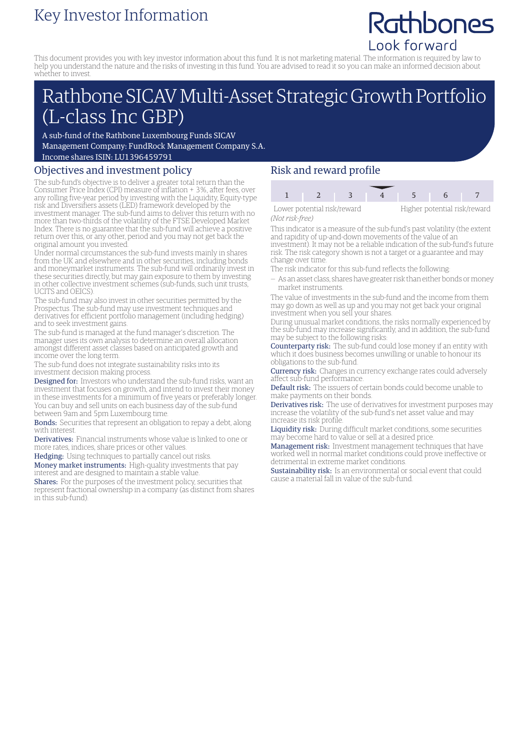# Key Investor Information

Rathbones
Look forward

This document provides you with key investor information about this fund. It is not marketing material. The information is required by law to help you understand the nature and the risks of investing in this fund. You are advised to read it so you can make an informed decision about whether to invest.

# Rathbone SICAV Multi-Asset Strategic Growth Portfolio (L-class Inc GBP)

A sub-fund of the Rathbone Luxembourg Funds SICAV
Management Company: FundRock Management Company S.A.
Income shares ISIN: LU1396459791

## Objectives and investment policy

The sub-fund's objective is to deliver a greater total return than the Consumer Price Index (CPI) measure of inflation + 3%, after fees, over any rolling five-year period by investing with the Liquidity, Equity-type risk and Diversifiers assets (LED) framework developed by the investment manager. The sub-fund aims to deliver this return with no more than two-thirds of the volatility of the FTSE Developed Market Index. There is no guarantee that the sub-fund will achieve a positive return over this, or any other, period and you may not get back the original amount you invested.

Under normal circumstances the sub-fund invests mainly in shares from the UK and elsewhere and in other securities, including bonds and moneymarket instruments. The sub-fund will ordinarily invest in these securities directly, but may gain exposure to them by investing in other collective investment schemes (sub-funds, such unit trusts, UCITS and OEICS).

The sub-fund may also invest in other securities permitted by the Prospectus. The sub-fund may use investment techniques and derivatives for efficient portfolio management (including hedging) and to seek investment gains.

The sub-fund is managed at the fund manager's discretion. The manager uses its own analysis to determine an overall allocation amongst different asset classes based on anticipated growth and income over the long term.

The sub-fund does not integrate sustainability risks into its investment decision making process.

**Designed for:** Investors who understand the sub-fund risks, want an investment that focuses on growth, and intend to invest their money in these investments for a minimum of five years or preferably longer. You can buy and sell units on each business day of the sub-fund between 9am and 5pm Luxembourg time.

**Bonds:** Securities that represent an obligation to repay a debt, along with interest.

**Derivatives:** Financial instruments whose value is linked to one or more rates, indices, share prices or other values.

**Hedging:** Using techniques to partially cancel out risks.

**Money market instruments:** High-quality investments that pay interest and are designed to maintain a stable value.

**Shares:** For the purposes of the investment policy, securities that represent fractional ownership in a company (as distinct from shares in this sub-fund).

## Risk and reward profile

| 1 | 2 | 3 | 4 | 5 | 6 | 7 |
|---|---|---|---|---|---|---|

Lower potential risk/reward — Higher potential risk/reward
*(Not risk-free)*

This indicator is a measure of the sub-fund's past volatility (the extent and rapidity of up-and-down movements of the value of an investment). It may not be a reliable indication of the sub-fund's future risk. The risk category shown is not a target or a guarantee and may change over time.

The risk indicator for this sub-fund reflects the following:

– As an asset class, shares have greater risk than either bonds or money market instruments.

The value of investments in the sub-fund and the income from them may go down as well as up and you may not get back your original investment when you sell your shares.

During unusual market conditions, the risks normally experienced by the sub-fund may increase significantly, and in addition, the sub-fund may be subject to the following risks:

**Counterparty risk:** The sub-fund could lose money if an entity with which it does business becomes unwilling or unable to honour its obligations to the sub-fund.

**Currency risk:** Changes in currency exchange rates could adversely affect sub-fund performance.

**Default risk:** The issuers of certain bonds could become unable to make payments on their bonds.

**Derivatives risk:** The use of derivatives for investment purposes may increase the volatility of the sub-fund's net asset value and may increase its risk profile.

**Liquidity risk:** During difficult market conditions, some securities may become hard to value or sell at a desired price.

**Management risk:** Investment management techniques that have worked well in normal market conditions could prove ineffective or detrimental in extreme market conditions.

**Sustainability risk:** Is an environmental or social event that could cause a material fall in value of the sub-fund.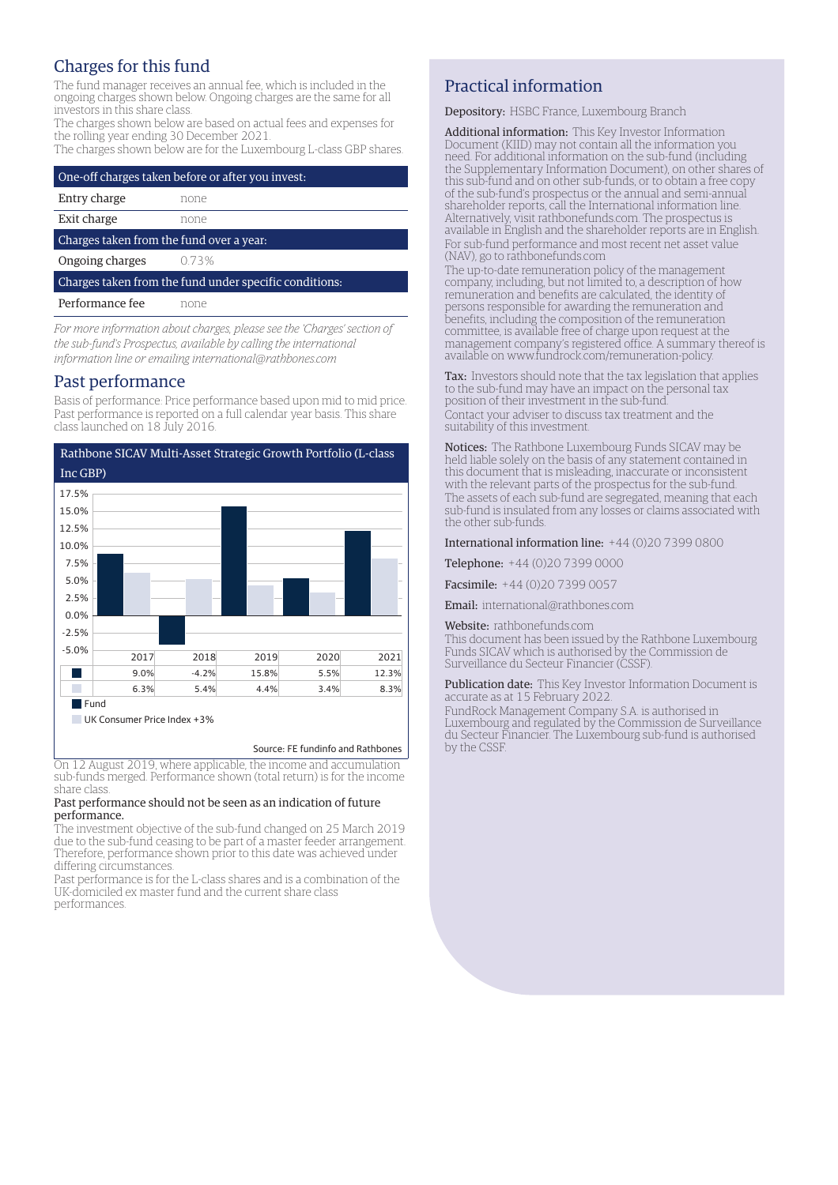## Charges for this fund

The fund manager receives an annual fee, which is included in the ongoing charges shown below. Ongoing charges are the same for all investors in this share class.
The charges shown below are based on actual fees and expenses for the rolling year ending 30 December 2021.
The charges shown below are for the Luxembourg L-class GBP shares.

| | |
|---|---|
| **One-off charges taken before or after you invest:** | |
| Entry charge | none |
| Exit charge | none |
| **Charges taken from the fund over a year:** | |
| Ongoing charges | 0.73% |
| **Charges taken from the fund under specific conditions:** | |
| Performance fee | none |

*For more information about charges, please see the 'Charges' section of the sub-fund's Prospectus, available by calling the international information line or emailing international@rathbones.com*

## Past performance

Basis of performance: Price performance based upon mid to mid price. Past performance is reported on a full calendar year basis. This share class launched on 18 July 2016.

Rathbone SICAV Multi-Asset Strategic Growth Portfolio (L-class Inc GBP)

17.5%
15.0%
12.5%
10.0%
7.5%
5.0%
2.5%
0.0%
-2.5%
-5.0%

2017 2018 2019 2020 2021

Fund: 9.0% -4.2% 15.8% 5.5% 12.3%

UK Consumer Price Index +3%: 6.3% 5.4% 4.4% 3.4% 8.3%

Source: FE fundinfo and Rathbones

On 12 August 2019, where applicable, the income and accumulation sub-funds merged. Performance shown (total return) is for the income share class.

**Past performance should not be seen as an indication of future performance.**

The investment objective of the sub-fund changed on 25 March 2019 due to the sub-fund ceasing to be part of a master feeder arrangement. Therefore, performance shown prior to this date was achieved under differing circumstances.

Past performance is for the L-class shares and is a combination of the UK-domiciled ex master fund and the current share class performances.

## Practical information

**Depository:** HSBC France, Luxembourg Branch

**Additional information:** This Key Investor Information Document (KIID) may not contain all the information you need. For additional information on the sub-fund (including the Supplementary Information Document), on other shares of this sub-fund and on other sub-funds, or to obtain a free copy of the sub-fund's prospectus or the annual and semi-annual shareholder reports, call the International information line. Alternatively, visit rathbonefunds.com. The prospectus is available in English and the shareholder reports are in English.

For sub-fund performance and most recent net asset value (NAV), go to rathbonefunds.com

The up-to-date remuneration policy of the management company, including, but not limited to, a description of how remuneration and benefits are calculated, the identity of persons responsible for awarding the remuneration and benefits, including the composition of the remuneration committee, is available free of charge upon request at the management company's registered office. A summary thereof is available on www.fundrock.com/remuneration-policy.

**Tax:** Investors should note that the tax legislation that applies to the sub-fund may have an impact on the personal tax position of their investment in the sub-fund.

Contact your adviser to discuss tax treatment and the suitability of this investment.

**Notices:** The Rathbone Luxembourg Funds SICAV may be held liable solely on the basis of any statement contained in this document that is misleading, inaccurate or inconsistent with the relevant parts of the prospectus for the sub-fund. The assets of each sub-fund are segregated, meaning that each sub-fund is insulated from any losses or claims associated with the other sub-funds.

**International information line:** +44 (0)20 7399 0800

**Telephone:** +44 (0)20 7399 0000

**Facsimile:** +44 (0)20 7399 0057

**Email:** international@rathbones.com

**Website:** rathbonefunds.com

This document has been issued by the Rathbone Luxembourg Funds SICAV which is authorised by the Commission de Surveillance du Secteur Financier (CSSF).

**Publication date:** This Key Investor Information Document is accurate as at 15 February 2022.

FundRock Management Company S.A. is authorised in Luxembourg and regulated by the Commission de Surveillance du Secteur Financier. The Luxembourg sub-fund is authorised by the CSSF.